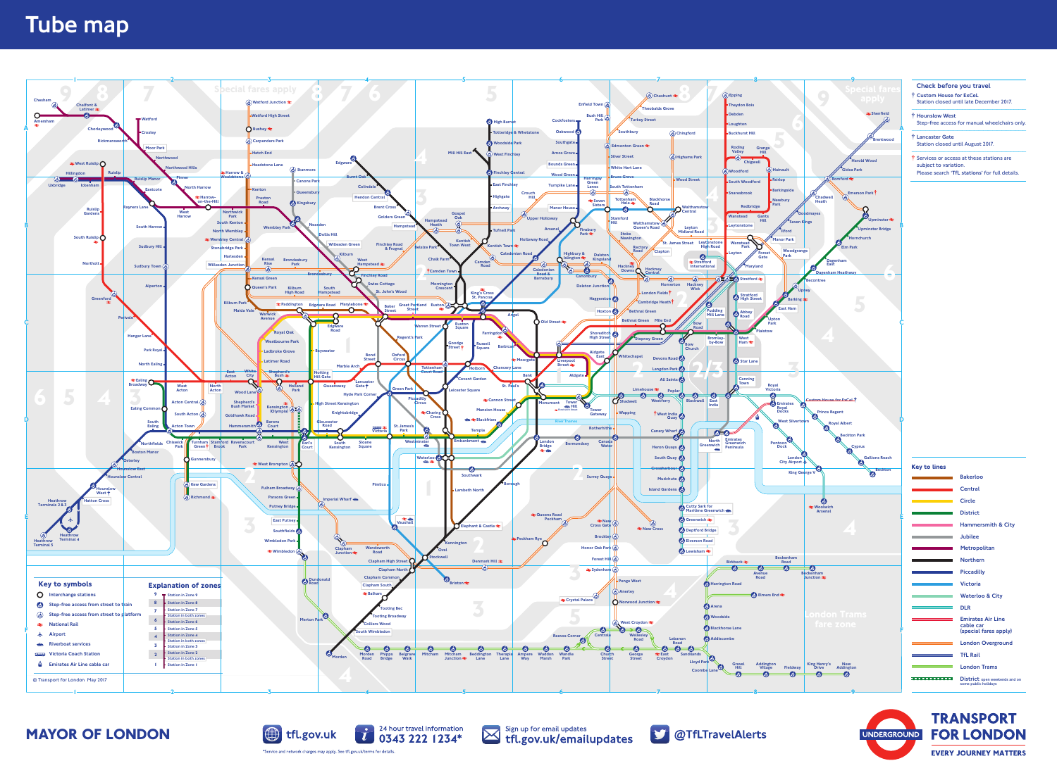# Tube map

## Check before you travel

† Custom House for ExCeL
Station closed until late December 2017.

† Hounslow West
Step-free access for manual wheelchairs only.

† Lancaster Gate
Station closed until August 2017.

† Services or access at these stations are subject to variation.
Please search 'TfL stations' for full details.

## Key to lines

- Bakerloo
- Central
- Circle
- District
- Hammersmith & City
- Jubilee
- Metropolitan
- Northern
- Piccadilly
- Victoria
- Waterloo & City
- DLR
- Emirates Air Line cable car (special fares apply)
- London Overground
- TfL Rail
- London Trams
- District: open weekends and on some public holidays

## Key to symbols

- Interchange stations
- Step-free access from street to train
- Step-free access from street to platform
- National Rail
- Airport
- Riverboat services
- Victoria Coach Station
- Emirates Air Line cable car

## Explanation of zones

| Zone | Description |
| --- | --- |
| 9 | Station in Zone 9 |
| 8 | Station in Zone 8 |
| 7 | Station in Zone 7 |
| | Station in both zones |
| 6 | Station in Zone 6 |
| 5 | Station in Zone 5 |
| 4 | Station in Zone 4 |
| | Station in both zones |
| 3 | Station in Zone 3 |
| 2 | Station in Zone 2 |
| | Station in both zones |
| 1 | Station in Zone 1 |

Special fares apply

London Trams fare zone

© Transport for London May 2017

**MAYOR OF LONDON**

tfl.gov.uk

24 hour travel information
0343 222 1234*

Sign up for email updates
tfl.gov.uk/emailupdates

@TfLTravelAlerts

*Service and network charges may apply. See tfl.gov.uk/terms for details.

UNDERGROUND

**TRANSPORT FOR LONDON**

EVERY JOURNEY MATTERS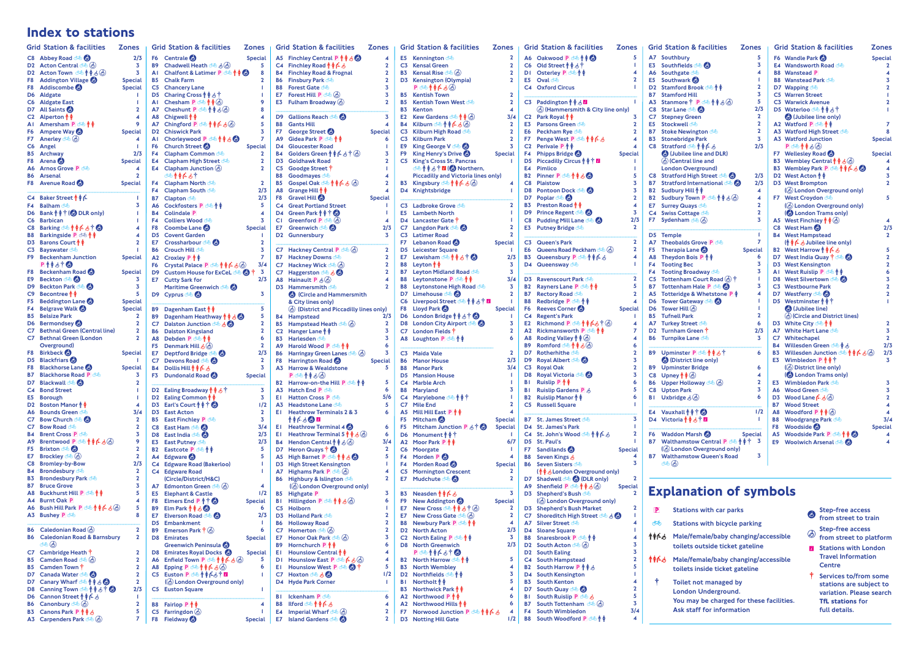# Index to stations

| Grid | Station & facilities | Zones |
|---|---|---|
| C8 | Abbey Road | 2/3 |
| D2 | Acton Central | 3 |
| D2 | Acton Town | 3 |
| F8 | Addington Village | Special |
| F8 | Addiscombe | Special |
| D6 | Aldgate | 1 |
| D6 | Aldgate East | 1 |
| D7 | All Saints | 2 |
| C2 | Alperton | 4 |
| A1 | Amersham | 9 |
| F6 | Ampere Way | Special |
| F7 | Anerley | 4 |
| C6 | Angel | 1 |
| B5 | Archway | 2/3 |
| F8 | Arena | Special |
| A6 | Arnos Grove | 4 |
| B6 | Arsenal | 2 |
| F8 | Avenue Road | Special |
| C4 | Baker Street | 1 |
| F4 | Balham | 3 |
| D6 | Bank (DLR only) | 1 |
| C6 | Barbican | 1 |
| C8 | Barking | 4 |
| B8 | Barkingside | 4 |
| D3 | Barons Court | 2 |
| C3 | Bayswater | 1 |
| F9 | Beckenham Junction | Special |
| F8 | Beckenham Road | Special |
| E9 | Beckton | 3 |
| D9 | Beckton Park | 3 |
| C9 | Becontree | 5 |
| F6 | Beddington Lane | Special |
| F4 | Belgrave Walk | Special |
| B5 | Belsize Park | 2 |
| D6 | Bermondsey | 2 |
| C7 | Bethnal Green (Central line) | 2 |
| C7 | Bethnal Green (London Overground) | 2 |
| F8 | Birkbeck | Special |
| D5 | Blackfriars | 1 |
| F8 | Blackhorse Lane | Special |
| B7 | Blackhorse Road | 3 |
| D7 | Blackwall | 2 |
| C4 | Bond Street | 1 |
| E5 | Borough | 1 |
| D2 | Boston Manor | 4 |
| A6 | Bounds Green | 3/4 |
| C7 | Bow Church | 2 |
| C7 | Bow Road | 2 |
| B4 | Brent Cross | 3 |
| A9 | Brentwood | 9 |
| F5 | Brixton | 2 |
| E7 | Brockley | 2 |
| C8 | Bromley-by-Bow | 2/3 |
| B4 | Brondesbury | 2 |
| B3 | Brondesbury Park | 2 |
| B7 | Bruce Grove | 3 |
| A8 | Buckhurst Hill | 5 |
| A4 | Burnt Oak | 4 |
| A6 | Bush Hill Park | 5 |
| A3 | Bushey | 8 |
| B6 | Caledonian Road | 2 |
| B6 | Caledonian Road & Barnsbury | 2 |
| C7 | Cambridge Heath | 2 |
| B5 | Camden Road | 2 |
| B5 | Camden Town | 2 |
| C7 | Canada Water | 2 |
| D7 | Canary Wharf | 2 |
| D8 | Canning Town | 2/3 |
| C6 | Cannon Street | 1 |
| B6 | Canonbury | 2 |
| B3 | Canons Park | 5 |
| A3 | Carpenders Park | 7 |
| F6 | Centrale | Special |
| B9 | Chadwell Heath | 5 |
| A1 | Chalfont & Latimer | 8 |
| B5 | Chalk Farm | 2 |
| C5 | Chancery Lane | 1 |
| D5 | Charing Cross | 1 |
| A1 | Chesham | 9 |
| A7 | Cheshunt | 8 |
| A8 | Chigwell | 4 |
| A9 | Chingford | 5 |
| D2 | Chiswick Park | 3 |
| A1 | Chorleywood | 7 |
| F6 | Church Street | Special |
| F4 | Clapham Common | 2 |
| E4 | Clapham High Street | 2 |
| E4 | Clapham Junction | 2 |
| F4 | Clapham North | 2 |
| F4 | Clapham South | 2/3 |
| B7 | Clapton | 2 |
| A6 | Cockfosters | 5 |
| B4 | Colindale | 4 |
| F4 | Colliers Wood | 3 |
| F8 | Coombe Lane | Special |
| D5 | Covent Garden | 1 |
| E7 | Crossharbour | 2 |
| B6 | Crouch Hill | 3 |
| A2 | Croxley | 7 |
| F6 | Crystal Palace | 3/4 |
| D8 | Custom House for ExCeL | 3 |
| E7 | Cutty Sark for Maritime Greenwich | 2/3 |
| D9 | Cyprus | 3 |
| B9 | Dagenham East | 5 |
| B9 | Dagenham Heathway | 5 |
| C7 | Dalston Junction | 2 |
| B6 | Dalston Kingsland | 2 |
| A8 | Debden | 6 |
| F5 | Denmark Hill | 2 |
| F7 | Deptford Bridge | 2/3 |
| C7 | Devons Road | 2 |
| B4 | Dollis Hill | 3 |
| F3 | Dundonald Road | Special |
| D2 | Ealing Broadway | 3 |
| D2 | Ealing Common | 3 |
| D3 | Earl's Court | 1/2 |
| D3 | East Acton | 2 |
| B5 | East Finchley | 3 |
| C8 | East Ham | 3/4 |
| D8 | East India | 2/3 |
| E3 | East Putney | 2/3 |
| B2 | Eastcote | 5 |
| A4 | Edgware | 5 |
| C4 | Edgware Road (Bakerloo) | 1 |
| C4 | Edgware Road (Circle/District/H&C) | 1 |
| A7 | Edmonton Green | 4 |
| E5 | Elephant & Castle | 1/2 |
| F8 | Elmers End | Special |
| B9 | Elm Park | 6 |
| E7 | Elverson Road | 2/3 |
| D5 | Embankment | 1 |
| B9 | Emerson Park | 6 |
| D8 | Emirates Greenwich Peninsula | Special |
| D8 | Emirates Royal Docks | Special |
| A6 | Enfield Town | 5 |
| A8 | Epping | 6 |
| C5 | Euston (London Overground only) | 1 |
| C5 | Euston Square | 1 |
| B8 | Fairlop | 4 |
| C5 | Farringdon | 1 |
| F8 | Fieldway | Special |
| A5 | Finchley Central | 4 |
| B4 | Finchley Road | 2 |
| B4 | Finchley Road & Frognal | 2 |
| B6 | Finsbury Park | 2 |
| B8 | Forest Gate | 3 |
| E7 | Forest Hill | 3 |
| E3 | Fulham Broadway | 2 |
| D9 | Gallions Reach | 3 |
| B8 | Gants Hill | 4 |
| F7 | George Street | Special |
| A9 | Gidea Park | 6 |
| D4 | Gloucester Road | 1 |
| B4 | Golders Green | 3 |
| D3 | Goldhawk Road | 2 |
| C5 | Goodge Street | 1 |
| B8 | Goodmayes | 4 |
| B5 | Gospel Oak | 2 |
| A8 | Grange Hill | 4 |
| F8 | Gravel Hill | Special |
| C4 | Great Portland Street | 1 |
| C4 | Green Park | 1 |
| C1 | Greenford | 4 |
| E7 | Greenwich | 2/3 |
| D2 | Gunnersbury | 3 |
| C7 | Hackney Central | 2 |
| B7 | Hackney Downs | 2 |
| B7 | Hackney Wick | 2 |
| C7 | Haggerston | 2 |
| A8 | Hainault | 4 |
| D3 | Hammersmith (Circle and Hammersmith & City lines only) (District and Piccadilly lines only) | 2 |
| B4 | Hampstead | 2/3 |
| B5 | Hampstead Heath | 2 |
| C2 | Hanger Lane | 3 |
| B3 | Harlesden | 3 |
| A9 | Harold Wood | 6 |
| B6 | Harringay Green Lanes | 3 |
| F8 | Harrington Road | Special |
| A3 | Harrow & Wealdstone | 5 |
| B2 | Harrow-on-the Hill | 5 |
| A3 | Hatch End | 6 |
| E1 | Hatton Cross | 5/6 |
| A3 | Headstone Lane | 5 |
| E1 | Heathrow Terminals 2 & 3 | 6 |
| E1 | Heathrow Terminal 4 | 6 |
| E1 | Heathrow Terminal 5 | 6 |
| B4 | Hendon Central | 3/4 |
| D7 | Heron Quays | 2 |
| A5 | High Barnet | 5 |
| D3 | High Street Kensington | 1 |
| A7 | Highams Park | 4 |
| B5 | Highbury & Islington (London Overground only) | 2 |
| B5 | Highgate | 3 |
| B1 | Hillingdon | 6 |
| C5 | Holborn | 1 |
| D3 | Holland Park | 2 |
| B6 | Holloway Road | 2 |
| E7 | Honor Oak Park | 3 |
| B9 | Hornchurch | 6 |
| E1 | Hounslow Central | 4 |
| E1 | Hounslow East | 4 |
| E1 | Hounslow West | 5 |
| C7 | Hoxton | 1/2 |
| D4 | Hyde Park Corner | 1 |
| B1 | Ickenham | 6 |
| B8 | Ilford | 4 |
| E4 | Imperial Wharf | 2 |
| E7 | Island Gardens | 2 |
| E5 | Kennington | 2 |
| C3 | Kensal Green | 2 |
| B3 | Kensal Rise | 2 |
| D3 | Kensington (Olympia) | 2 |
| B5 | Kentish Town | 2 |
| B5 | Kentish Town West | 2 |
| B3 | Kenton | 4 |
| E2 | Kew Gardens | 3/4 |
| B4 | Kilburn | 2 |
| C3 | Kilburn High Road | 2 |
| C3 | Kilburn Park | 2 |
| E9 | King George V | 3 |
| F9 | King Henry's Drive | Special |
| C5 | King's Cross St. Pancras (Northern, Piccadilly and Victoria lines only) | 1 |
| B3 | Kingsbury | 4 |
| D4 | Knightsbridge | 1 |
| C3 | Ladbroke Grove | 2 |
| E5 | Lambeth North | 1 |
| D4 | Lancaster Gate | 1 |
| C7 | Langdon Park | 2 |
| C3 | Latimer Road | 2 |
| F7 | Lebanon Road | Special |
| D5 | Leicester Square | 1 |
| E7 | Lewisham | 2/3 |
| B8 | Leyton | 3 |
| B7 | Leyton Midland Road | 3 |
| B8 | Leytonstone | 3/4 |
| B8 | Leytonstone High Road | 3 |
| D7 | Limehouse | 2 |
| C6 | Liverpool Street | 1 |
| F8 | Lloyd Park | Special |
| D6 | London Bridge | 1 |
| D8 | London City Airport | 3 |
| C7 | London Fields | 2 |
| A8 | Loughton | 6 |
| C3 | Maida Vale | 2 |
| B6 | Manor House | 2/3 |
| B8 | Manor Park | 3/4 |
| D5 | Mansion House | 1 |
| C4 | Marble Arch | 1 |
| B8 | Maryland | 3 |
| C4 | Marylebone | 1 |
| C7 | Mile End | 2 |
| A5 | Mill Hill East | 4 |
| F5 | Mitcham | Special |
| F5 | Mitcham Junction | Special |
| D6 | Monument | 1 |
| A2 | Moor Park | 6/7 |
| C6 | Moorgate | 1 |
| F4 | Morden | 4 |
| F4 | Morden Road | Special |
| C5 | Mornington Crescent | 2 |
| E7 | Mudchute | 2 |
| B3 | Neasden | 3 |
| F9 | New Addington | Special |
| E7 | New Cross | 2 |
| E7 | New Cross Gate | 2 |
| B8 | Newbury Park | 4 |
| C2 | North Acton | 2/3 |
| C2 | North Ealing | 3 |
| D8 | North Greenwich | 2/3 |
| B2 | North Harrow | 5 |
| B3 | North Wembley | 4 |
| D2 | Northfields | 3 |
| B1 | Northolt | 5 |
| B3 | Northwick Park | 4 |
| A2 | Northwood | 6 |
| A2 | Northwood Hills | 6 |
| F7 | Norwood Junction | 4 |
| D3 | Notting Hill Gate | 1/2 |
| A6 | Oakwood | 5 |
| C6 | Old Street | 1 |
| D1 | Osterley | 4 |
| E5 | Oval | 2 |
| C4 | Oxford Circus | 1 |
| C3 | Paddington (Hammersmith & City line only) | 1 |
| C2 | Park Royal | 3 |
| E3 | Parsons Green | 2 |
| E6 | Peckham Rye | 2 |
| F7 | Penge West | 4 |
| C2 | Perivale | 4 |
| F4 | Phipps Bridge | Special |
| D5 | Piccadilly Circus | 1 |
| E4 | Pimlico | 1 |
| B2 | Pinner | 5 |
| C8 | Plaistow | 3 |
| D8 | Pontoon Dock | 3 |
| D7 | Poplar | 2 |
| B3 | Preston Road | 4 |
| D9 | Prince Regent | 3 |
| C8 | Pudding Mill Lane | 2/3 |
| E3 | Putney Bridge | 2 |
| C3 | Queen's Park | 2 |
| E6 | Queens Road Peckham | 2 |
| B3 | Queensbury | 4 |
| D4 | Queensway | 1 |
| D3 | Ravenscourt Park | 2 |
| B2 | Rayners Lane | 5 |
| B7 | Rectory Road | 2 |
| B8 | Redbridge | 4 |
| F6 | Reeves Corner | Special |
| C4 | Regent's Park | 1 |
| E2 | Richmond | 4 |
| A2 | Rickmansworth | 7 |
| A8 | Roding Valley | 5 |
| B9 | Romford | 6 |
| D7 | Rotherhithe | 2 |
| D9 | Royal Albert | 3 |
| C3 | Royal Oak | 2 |
| D8 | Royal Victoria | 3 |
| B1 | Ruislip | 6 |
| B1 | Ruislip Gardens | 5 |
| B2 | Ruislip Manor | 6 |
| C5 | Russell Square | 1 |
| B7 | St. James Street | 3 |
| D4 | St. James's Park | 1 |
| C4 | St. John's Wood | 2 |
| D5 | St. Paul's | 1 |
| F7 | Sandilands | Special |
| B8 | Seven Kings | 4 |
| B6 | Seven Sisters (London Overground only) | 3 |
| D7 | Shadwell (DLR only) | 2 |
| A9 | Shenfield | Special |
| D3 | Shepherd's Bush (London Overground only) | 2 |
| D3 | Shepherd's Bush Market | 2 |
| C7 | Shoreditch High Street | 1 |
| A7 | Silver Street | 4 |
| D4 | Sloane Square | 1 |
| B8 | Snaresbrook | 4 |
| D2 | South Acton | 3 |
| D1 | South Ealing | 3 |
| B4 | South Hampstead | 2 |
| B2 | South Harrow | 5 |
| D4 | South Kensington | 1 |
| B3 | South Kenton | 4 |
| D7 | South Quay | 2 |
| B1 | South Ruislip | 5 |
| B7 | South Tottenham | 3 |
| F4 | South Wimbledon | 3/4 |
| B8 | South Woodford | 4 |
| A7 | Southbury | 5 |
| E3 | Southfields | 3 |
| A6 | Southgate | 4 |
| E5 | Southwark | 1 |
| D2 | Stamford Brook | 2 |
| B7 | Stamford Hill | 3 |
| A3 | Stanmore | 5 |
| C8 | Star Lane | 2/3 |
| C7 | Stepney Green | 2 |
| E5 | Stockwell | 2 |
| B7 | Stoke Newington | 2 |
| B3 | Stonebridge Park | 3 |
| C8 | Stratford (Jubilee line and DLR) (Central line and London Overground) | 2/3 |
| C8 | Stratford High Street | 2/3 |
| B7 | Stratford International | 2/3 |
| B2 | Sudbury Hill | 4 |
| B2 | Sudbury Town | 4 |
| E7 | Surrey Quays | 2 |
| C4 | Swiss Cottage | 2 |
| F7 | Sydenham | 3 |
| D5 | Temple | 1 |
| A7 | Theobalds Grove | 7 |
| F5 | Therapia Lane | Special |
| A8 | Theydon Bois | 6 |
| F4 | Tooting Bec | 3 |
| F4 | Tooting Broadway | 3 |
| C5 | Tottenham Court Road | 1 |
| B7 | Tottenham Hale | 3 |
| A5 | Totteridge & Whetstone | 4 |
| D6 | Tower Gateway | 1 |
| D6 | Tower Hill | 1 |
| B5 | Tufnell Park | 2 |
| A7 | Turkey Street | 6 |
| D2 | Turnham Green | 2/3 |
| B6 | Turnpike Lane | 3 |
| B9 | Upminster (District line only) | 6 |
| B9 | Upminster Bridge | 6 |
| C8 | Upney | 4 |
| B6 | Upper Holloway | 2 |
| C8 | Upton Park | 3 |
| B1 | Uxbridge | 6 |
| E4 | Vauxhall | 1/2 |
| D4 | Victoria | 1 |
| F6 | Waddon Marsh | Special |
| B7 | Walthamstow Central (London Overground only) | 3 |
| B7 | Walthamstow Queen's Road | 3 |
| F6 | Wandle Park | Special |
| E4 | Wandsworth Road | 2 |
| B8 | Wanstead | 4 |
| B8 | Wanstead Park | 3 |
| D7 | Wapping | 2 |
| C5 | Warren Street | 1 |
| C3 | Warwick Avenue | 2 |
| D5 | Waterloo (Jubilee line only) | 1 |
| A2 | Watford | 7 |
| A3 | Watford High Street | 8 |
| A3 | Watford Junction | Special |
| F7 | Wellesley Road | Special |
| B3 | Wembley Central | 4 |
| B3 | Wembley Park | 4 |
| D2 | West Acton | 3 |
| D3 | West Brompton | 2 |
| F7 | West Croydon (London Overground only) (London Trams only) | 5 |
| A5 | West Finchley | 4 |
| C8 | West Ham | 2/3 |
| B4 | West Hampstead (Jubilee line only) | 2 |
| B2 | West Harrow | 5 |
| D7 | West India Quay | 2 |
| D3 | West Kensington | 2 |
| A1 | West Ruislip | 6 |
| D8 | West Silvertown | 3 |
| C3 | Westbourne Park | 2 |
| D7 | Westferry | 2 |
| D5 | Westminster (Jubilee line) (Circle and District lines) | 1 |
| D3 | White City | 2 |
| A7 | White Hart Lane | 3 |
| C7 | Whitechapel | 2 |
| B4 | Willesden Green | 2 |
| B3 | Willesden Junction | 2/3 |
| E3 | Wimbledon (District line only) (London Trams only) | 3 |
| E3 | Wimbledon Park | 3 |
| A6 | Wood Green | 3 |
| D3 | Wood Lane | 2 |
| B7 | Wood Street | 4 |
| A8 | Woodford | 4 |
| B8 | Woodgrange Park | 3/4 |
| F8 | Woodside | Special |
| A5 | Woodside Park | 4 |
| E9 | Woolwich Arsenal | 4 |

## Explanation of symbols

- Stations with car parks
- Stations with bicycle parking
- Male/female/baby changing/accessible toilets outside ticket gateline
- Male/female/baby changing/accessible toilets inside ticket gateline
- Toilet not managed by London Underground. You may be charged for these facilities. Ask staff for information
- Step-free access from street to train
- Step-free access from street to platform
- Stations with London Travel Information Centre
- Services to/from some stations are subject to variation. Please search **TfL stations** for full details.